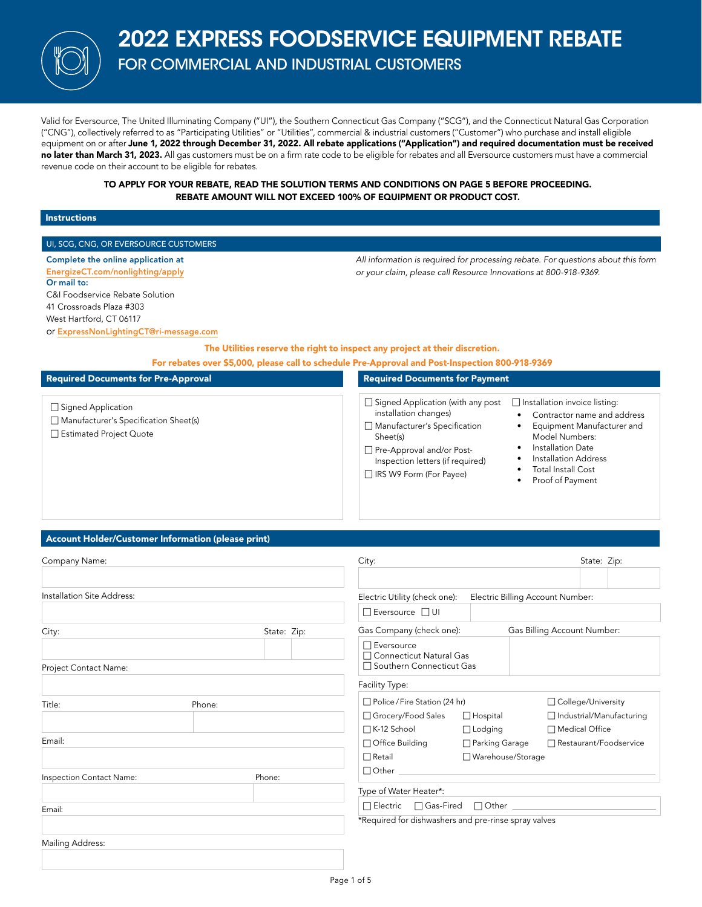# 2022 EXPRESS FOODSERVICE EQUIPMENT REBATE

## FOR COMMERCIAL AND INDUSTRIAL CUSTOMERS

Valid for Eversource, The United Illuminating Company ("UI"), the Southern Connecticut Gas Company ("SCG"), and the Connecticut Natural Gas Corporation ("CNG"), collectively referred to as "Participating Utilities" or "Utilities", commercial & industrial customers ("Customer") who purchase and install eligible equipment on or after **June 1, 2022 through December 31, 2022. All rebate applications ("Application") and required documentation must be received no later than March 31, 2023.** All gas customers must be on a firm rate code to be eligible for rebates and all Eversource customers must have a commercial revenue code on their account to be eligible for rebates.

**TO APPLY FOR YOUR REBATE, READ THE SOLUTION TERMS AND CONDITIONS ON PAGE 5 BEFORE PROCEEDING.**
**REBATE AMOUNT WILL NOT EXCEED 100% OF EQUIPMENT OR PRODUCT COST.**

## Instructions

### UI, SCG, CNG, OR EVERSOURCE CUSTOMERS

**Complete the online application at EnergizeCT.com/nonlighting/apply**
**Or mail to:**
C&I Foodservice Rebate Solution
41 Crossroads Plaza #303
West Hartford, CT 06117
or ExpressNonLightingCT@ri-message.com

*All information is required for processing rebate. For questions about this form or your claim, please call Resource Innovations at 800-918-9369.*

**The Utilities reserve the right to inspect any project at their discretion.**

**For rebates over $5,000, please call to schedule Pre-Approval and Post-Inspection 800-918-9369**

### Required Documents for Pre-Approval

- ☐ Signed Application
- ☐ Manufacturer's Specification Sheet(s)
- ☐ Estimated Project Quote

### Required Documents for Payment

- ☐ Signed Application (with any post installation changes)
- ☐ Manufacturer's Specification Sheet(s)
- ☐ Pre-Approval and/or Post-Inspection letters (if required)
- ☐ IRS W9 Form (For Payee)
- ☐ Installation invoice listing:
  - Contractor name and address
  - Equipment Manufacturer and Model Numbers:
  - Installation Date
  - Installation Address
  - Total Install Cost
  - Proof of Payment

## Account Holder/Customer Information (please print)

Company Name:

Installation Site Address:

City: State: Zip:

Project Contact Name:

Title: Phone:

Email:

Inspection Contact Name: Phone:

Email:

Mailing Address:

City: State: Zip:

Electric Utility (check one): ☐ Eversource ☐ UI
Electric Billing Account Number:

Gas Company (check one):
☐ Eversource
☐ Connecticut Natural Gas
☐ Southern Connecticut Gas
Gas Billing Account Number:

Facility Type:
☐ Police / Fire Station (24 hr) ☐ College/University
☐ Grocery/Food Sales ☐ Hospital ☐ Industrial/Manufacturing
☐ K-12 School ☐ Lodging ☐ Medical Office
☐ Office Building ☐ Parking Garage ☐ Restaurant/Foodservice
☐ Retail ☐ Warehouse/Storage
☐ Other ____________

Type of Water Heater*:
☐ Electric ☐ Gas-Fired ☐ Other ____________

*Required for dishwashers and pre-rinse spray valves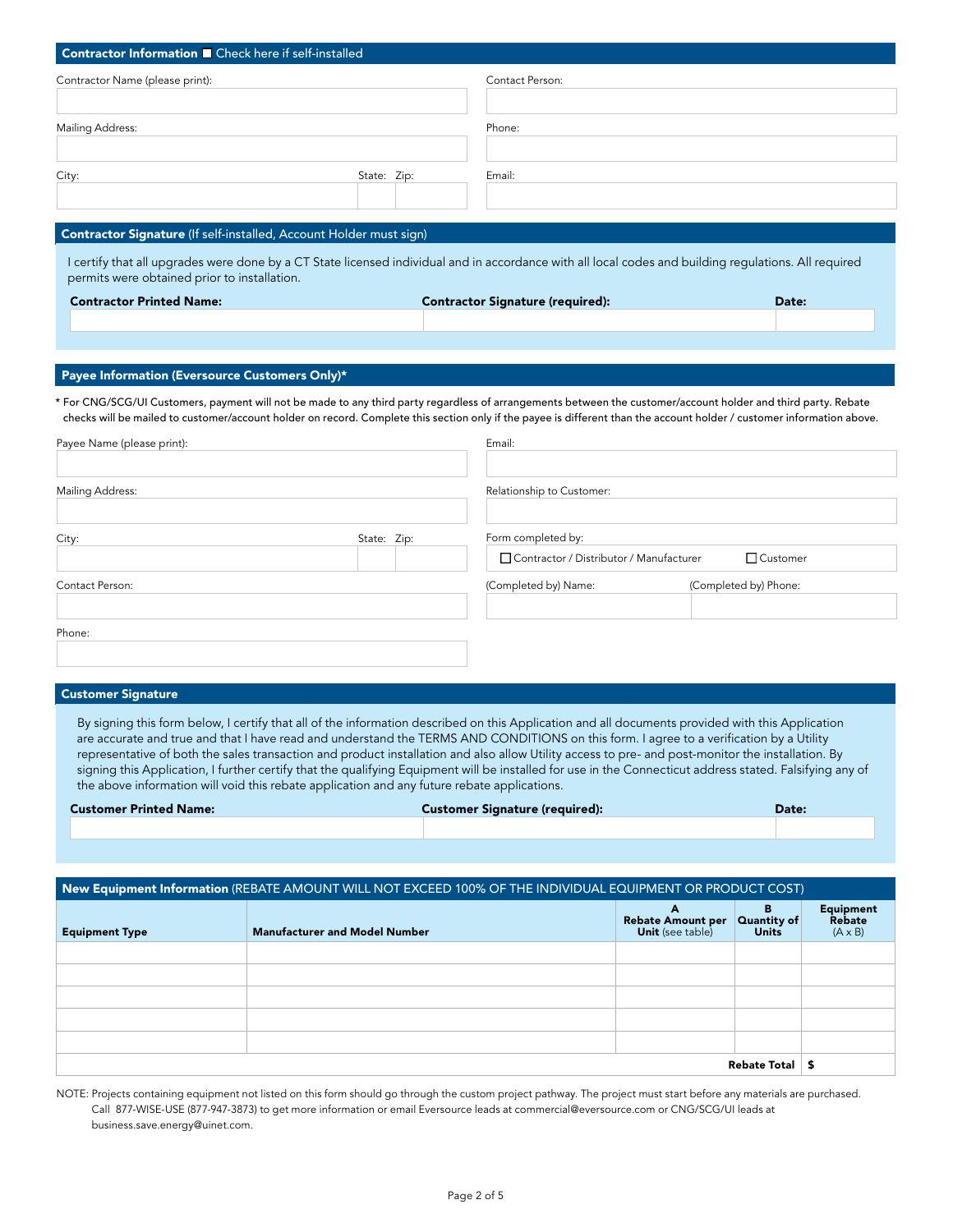## Contractor Information ☐ Check here if self-installed

| Contractor Name (please print): | Contact Person: |
|---|---|
| | |

| Mailing Address: | Phone: |
|---|---|
| | |

| City: | State: | Zip: | Email: |
|---|---|---|---|
| | | | |

## Contractor Signature (If self-installed, Account Holder must sign)

I certify that all upgrades were done by a CT State licensed individual and in accordance with all local codes and building regulations. All required permits were obtained prior to installation.

| Contractor Printed Name: | Contractor Signature (required): | Date: |
|---|---|---|
| | | |

## Payee Information (Eversource Customers Only)*

* For CNG/SCG/UI Customers, payment will not be made to any third party regardless of arrangements between the customer/account holder and third party. Rebate checks will be mailed to customer/account holder on record. Complete this section only if the payee is different than the account holder / customer information above.

| Payee Name (please print): | Email: |
|---|---|
| | |

| Mailing Address: | Relationship to Customer: |
|---|---|
| | |

| City: | State: | Zip: | Form completed by: |
|---|---|---|---|
| | | | ☐ Contractor / Distributor / Manufacturer ☐ Customer |

| Contact Person: | (Completed by) Name: | (Completed by) Phone: |
|---|---|---|
| | | |

| Phone: |
|---|
| |

## Customer Signature

By signing this form below, I certify that all of the information described on this Application and all documents provided with this Application are accurate and true and that I have read and understand the TERMS AND CONDITIONS on this form. I agree to a verification by a Utility representative of both the sales transaction and product installation and also allow Utility access to pre- and post-monitor the installation. By signing this Application, I further certify that the qualifying Equipment will be installed for use in the Connecticut address stated. Falsifying any of the above information will void this rebate application and any future rebate applications.

| Customer Printed Name: | Customer Signature (required): | Date: |
|---|---|---|
| | | |

## New Equipment Information (REBATE AMOUNT WILL NOT EXCEED 100% OF THE INDIVIDUAL EQUIPMENT OR PRODUCT COST)

| Equipment Type | Manufacturer and Model Number | A Rebate Amount per Unit (see table) | B Quantity of Units | Equipment Rebate (A x B) |
|---|---|---|---|---|
| | | | | |
| | | | | |
| | | | | |
| | | | | |
| | | | | |
| | | | **Rebate Total** | $ |

NOTE: Projects containing equipment not listed on this form should go through the custom project pathway. The project must start before any materials are purchased. Call 877-WISE-USE (877-947-3873) to get more information or email Eversource leads at commercial@eversource.com or CNG/SCG/UI leads at business.save.energy@uinet.com.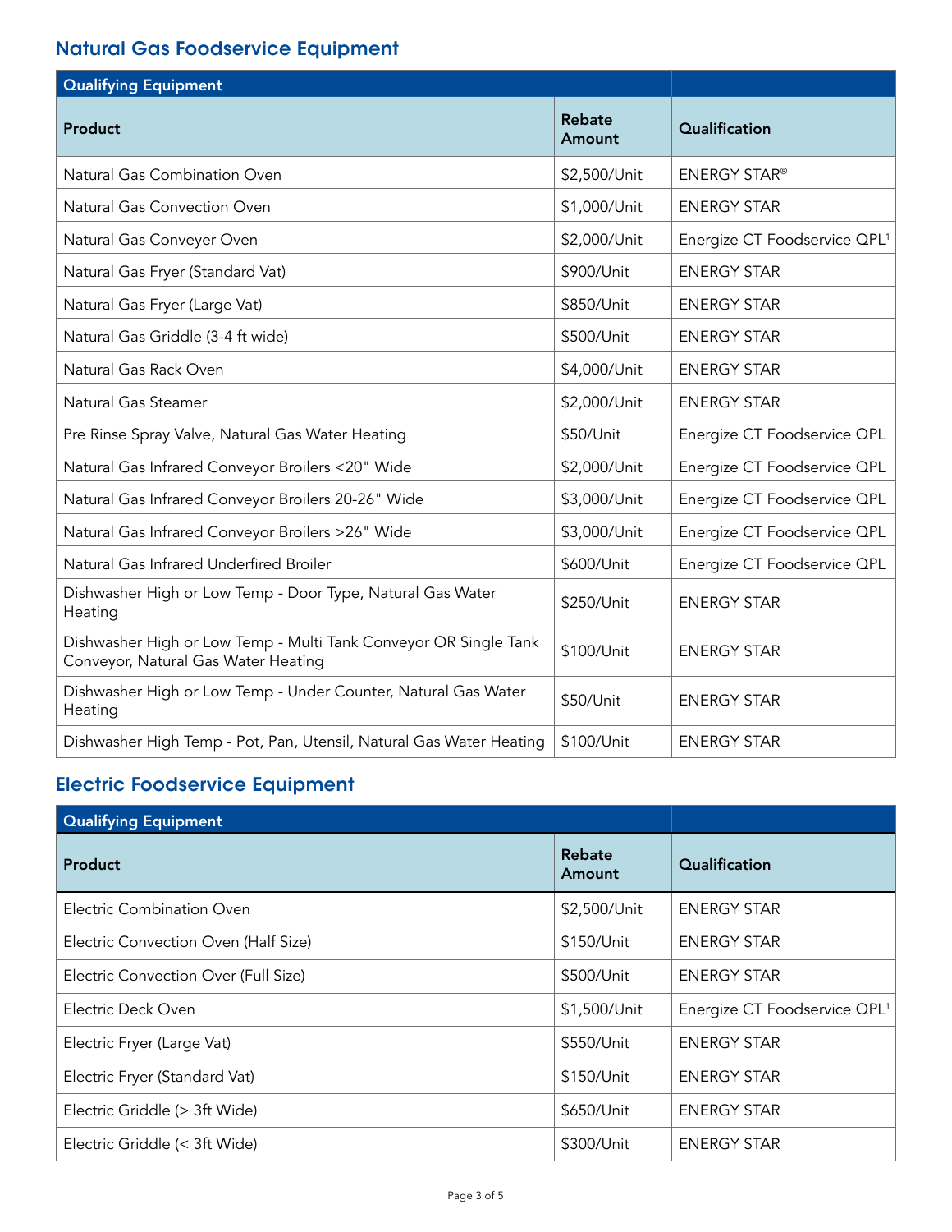## Natural Gas Foodservice Equipment

| Qualifying Equipment | | |
|---|---|---|
| **Product** | **Rebate Amount** | **Qualification** |
| Natural Gas Combination Oven | $2,500/Unit | ENERGY STAR® |
| Natural Gas Convection Oven | $1,000/Unit | ENERGY STAR |
| Natural Gas Conveyer Oven | $2,000/Unit | Energize CT Foodservice QPL[1] |
| Natural Gas Fryer (Standard Vat) | $900/Unit | ENERGY STAR |
| Natural Gas Fryer (Large Vat) | $850/Unit | ENERGY STAR |
| Natural Gas Griddle (3-4 ft wide) | $500/Unit | ENERGY STAR |
| Natural Gas Rack Oven | $4,000/Unit | ENERGY STAR |
| Natural Gas Steamer | $2,000/Unit | ENERGY STAR |
| Pre Rinse Spray Valve, Natural Gas Water Heating | $50/Unit | Energize CT Foodservice QPL |
| Natural Gas Infrared Conveyor Broilers <20" Wide | $2,000/Unit | Energize CT Foodservice QPL |
| Natural Gas Infrared Conveyor Broilers 20-26" Wide | $3,000/Unit | Energize CT Foodservice QPL |
| Natural Gas Infrared Conveyor Broilers >26" Wide | $3,000/Unit | Energize CT Foodservice QPL |
| Natural Gas Infrared Underfired Broiler | $600/Unit | Energize CT Foodservice QPL |
| Dishwasher High or Low Temp - Door Type, Natural Gas Water Heating | $250/Unit | ENERGY STAR |
| Dishwasher High or Low Temp - Multi Tank Conveyor OR Single Tank Conveyor, Natural Gas Water Heating | $100/Unit | ENERGY STAR |
| Dishwasher High or Low Temp - Under Counter, Natural Gas Water Heating | $50/Unit | ENERGY STAR |
| Dishwasher High Temp - Pot, Pan, Utensil, Natural Gas Water Heating | $100/Unit | ENERGY STAR |

## Electric Foodservice Equipment

| Qualifying Equipment | | |
|---|---|---|
| **Product** | **Rebate Amount** | **Qualification** |
| Electric Combination Oven | $2,500/Unit | ENERGY STAR |
| Electric Convection Oven (Half Size) | $150/Unit | ENERGY STAR |
| Electric Convection Over (Full Size) | $500/Unit | ENERGY STAR |
| Electric Deck Oven | $1,500/Unit | Energize CT Foodservice QPL[1] |
| Electric Fryer (Large Vat) | $550/Unit | ENERGY STAR |
| Electric Fryer (Standard Vat) | $150/Unit | ENERGY STAR |
| Electric Griddle (> 3ft Wide) | $650/Unit | ENERGY STAR |
| Electric Griddle (< 3ft Wide) | $300/Unit | ENERGY STAR |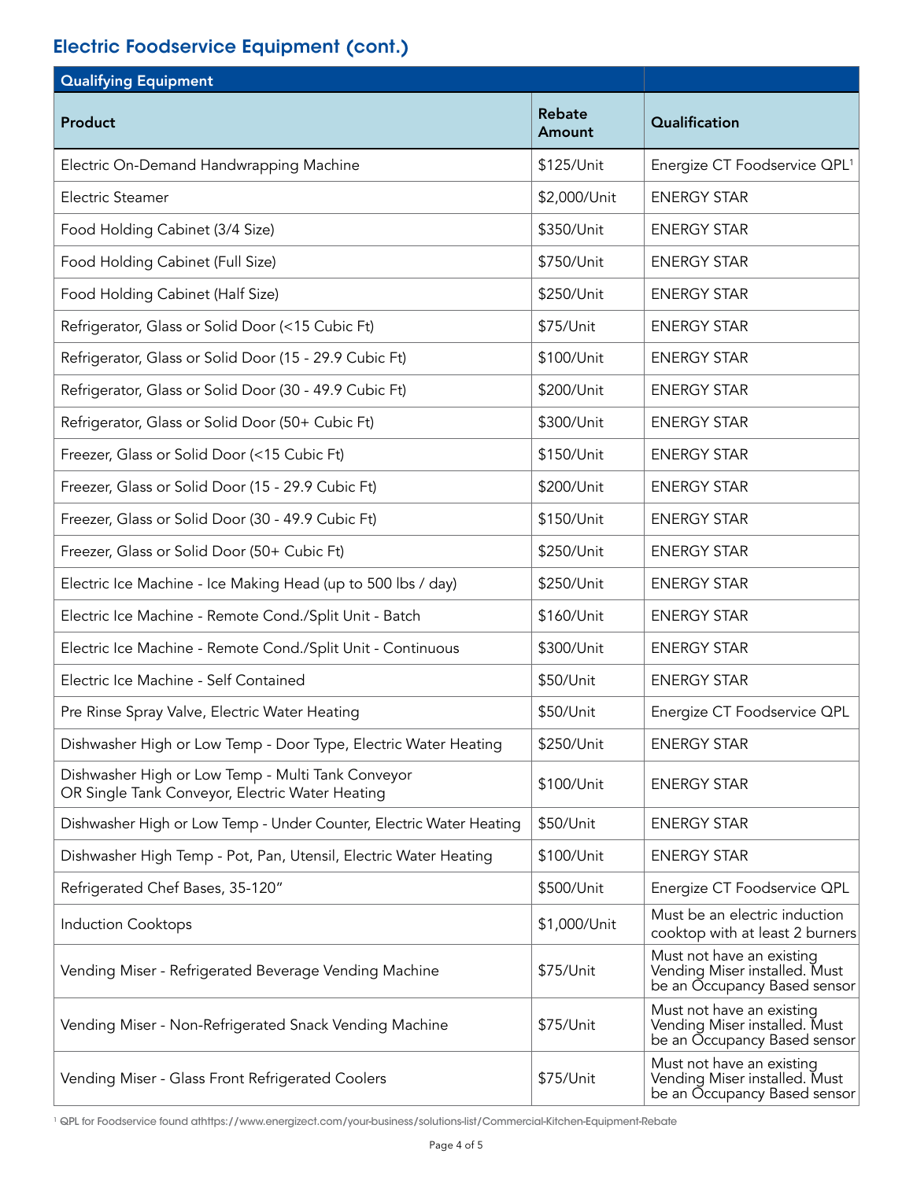## Electric Foodservice Equipment (cont.)

| Qualifying Equipment | | |
|---|---|---|
| **Product** | **Rebate Amount** | **Qualification** |
| Electric On-Demand Handwrapping Machine | $125/Unit | Energize CT Foodservice QPL[1] |
| Electric Steamer | $2,000/Unit | ENERGY STAR |
| Food Holding Cabinet (3/4 Size) | $350/Unit | ENERGY STAR |
| Food Holding Cabinet (Full Size) | $750/Unit | ENERGY STAR |
| Food Holding Cabinet (Half Size) | $250/Unit | ENERGY STAR |
| Refrigerator, Glass or Solid Door (<15 Cubic Ft) | $75/Unit | ENERGY STAR |
| Refrigerator, Glass or Solid Door (15 - 29.9 Cubic Ft) | $100/Unit | ENERGY STAR |
| Refrigerator, Glass or Solid Door (30 - 49.9 Cubic Ft) | $200/Unit | ENERGY STAR |
| Refrigerator, Glass or Solid Door (50+ Cubic Ft) | $300/Unit | ENERGY STAR |
| Freezer, Glass or Solid Door (<15 Cubic Ft) | $150/Unit | ENERGY STAR |
| Freezer, Glass or Solid Door (15 - 29.9 Cubic Ft) | $200/Unit | ENERGY STAR |
| Freezer, Glass or Solid Door (30 - 49.9 Cubic Ft) | $150/Unit | ENERGY STAR |
| Freezer, Glass or Solid Door (50+ Cubic Ft) | $250/Unit | ENERGY STAR |
| Electric Ice Machine - Ice Making Head (up to 500 lbs / day) | $250/Unit | ENERGY STAR |
| Electric Ice Machine - Remote Cond./Split Unit - Batch | $160/Unit | ENERGY STAR |
| Electric Ice Machine - Remote Cond./Split Unit - Continuous | $300/Unit | ENERGY STAR |
| Electric Ice Machine - Self Contained | $50/Unit | ENERGY STAR |
| Pre Rinse Spray Valve, Electric Water Heating | $50/Unit | Energize CT Foodservice QPL |
| Dishwasher High or Low Temp - Door Type, Electric Water Heating | $250/Unit | ENERGY STAR |
| Dishwasher High or Low Temp - Multi Tank Conveyor OR Single Tank Conveyor, Electric Water Heating | $100/Unit | ENERGY STAR |
| Dishwasher High or Low Temp - Under Counter, Electric Water Heating | $50/Unit | ENERGY STAR |
| Dishwasher High Temp - Pot, Pan, Utensil, Electric Water Heating | $100/Unit | ENERGY STAR |
| Refrigerated Chef Bases, 35-120" | $500/Unit | Energize CT Foodservice QPL |
| Induction Cooktops | $1,000/Unit | Must be an electric induction cooktop with at least 2 burners |
| Vending Miser - Refrigerated Beverage Vending Machine | $75/Unit | Must not have an existing Vending Miser installed. Must be an Occupancy Based sensor |
| Vending Miser - Non-Refrigerated Snack Vending Machine | $75/Unit | Must not have an existing Vending Miser installed. Must be an Occupancy Based sensor |
| Vending Miser - Glass Front Refrigerated Coolers | $75/Unit | Must not have an existing Vending Miser installed. Must be an Occupancy Based sensor |

[1] QPL for Foodservice found athttps://www.energizect.com/your-business/solutions-list/Commercial-Kitchen-Equipment-Rebate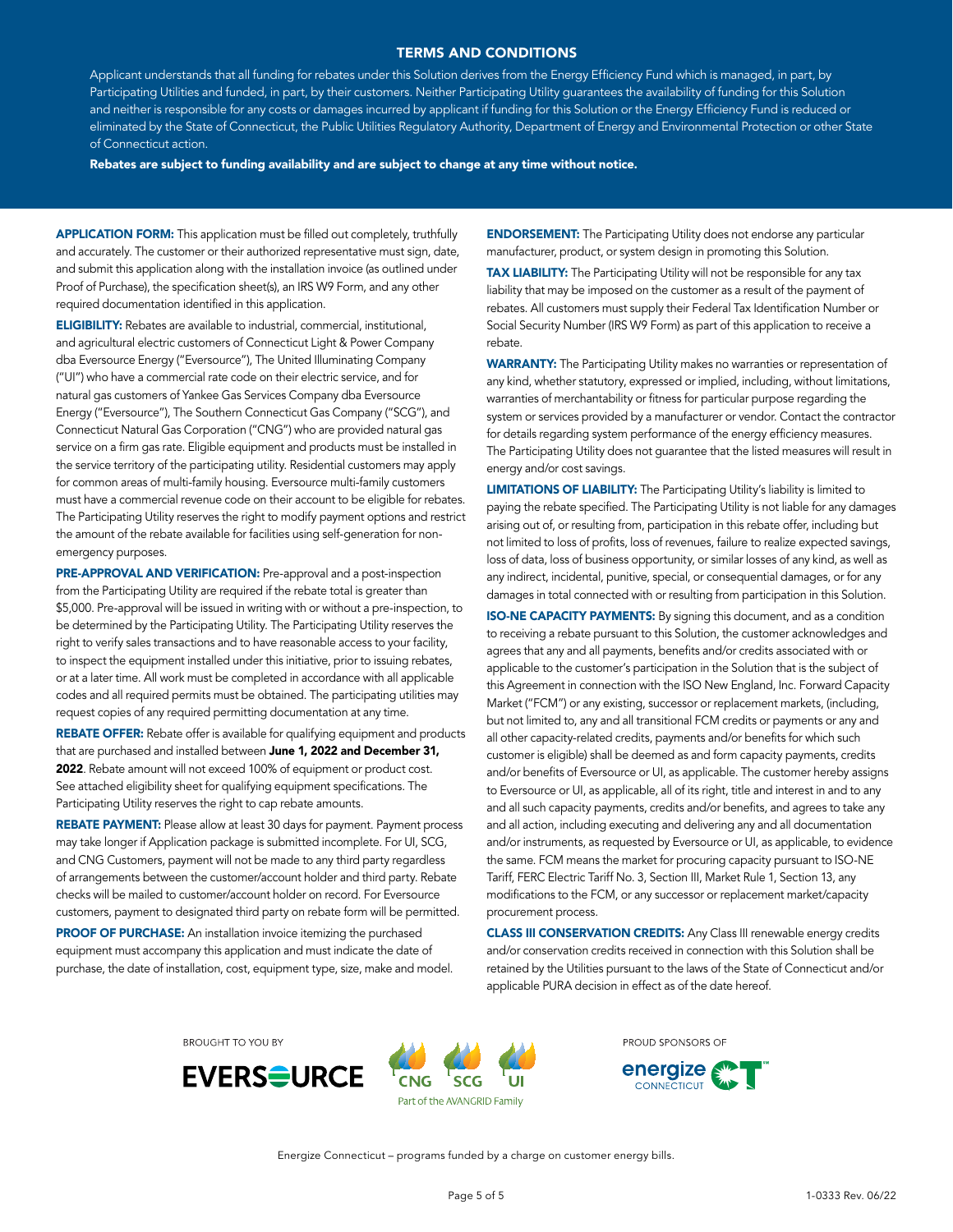## TERMS AND CONDITIONS

Applicant understands that all funding for rebates under this Solution derives from the Energy Efficiency Fund which is managed, in part, by Participating Utilities and funded, in part, by their customers. Neither Participating Utility guarantees the availability of funding for this Solution and neither is responsible for any costs or damages incurred by applicant if funding for this Solution or the Energy Efficiency Fund is reduced or eliminated by the State of Connecticut, the Public Utilities Regulatory Authority, Department of Energy and Environmental Protection or other State of Connecticut action.

**Rebates are subject to funding availability and are subject to change at any time without notice.**

**APPLICATION FORM:** This application must be filled out completely, truthfully and accurately. The customer or their authorized representative must sign, date, and submit this application along with the installation invoice (as outlined under Proof of Purchase), the specification sheet(s), an IRS W9 Form, and any other required documentation identified in this application.

**ELIGIBILITY:** Rebates are available to industrial, commercial, institutional, and agricultural electric customers of Connecticut Light & Power Company dba Eversource Energy ("Eversource"), The United Illuminating Company ("UI") who have a commercial rate code on their electric service, and for natural gas customers of Yankee Gas Services Company dba Eversource Energy ("Eversource"), The Southern Connecticut Gas Company ("SCG"), and Connecticut Natural Gas Corporation ("CNG") who are provided natural gas service on a firm gas rate. Eligible equipment and products must be installed in the service territory of the participating utility. Residential customers may apply for common areas of multi-family housing. Eversource multi-family customers must have a commercial revenue code on their account to be eligible for rebates. The Participating Utility reserves the right to modify payment options and restrict the amount of the rebate available for facilities using self-generation for non-emergency purposes.

**PRE-APPROVAL AND VERIFICATION:** Pre-approval and a post-inspection from the Participating Utility are required if the rebate total is greater than $5,000. Pre-approval will be issued in writing with or without a pre-inspection, to be determined by the Participating Utility. The Participating Utility reserves the right to verify sales transactions and to have reasonable access to your facility, to inspect the equipment installed under this initiative, prior to issuing rebates, or at a later time. All work must be completed in accordance with all applicable codes and all required permits must be obtained. The participating utilities may request copies of any required permitting documentation at any time.

**REBATE OFFER:** Rebate offer is available for qualifying equipment and products that are purchased and installed between **June 1, 2022 and December 31, 2022**. Rebate amount will not exceed 100% of equipment or product cost. See attached eligibility sheet for qualifying equipment specifications. The Participating Utility reserves the right to cap rebate amounts.

**REBATE PAYMENT:** Please allow at least 30 days for payment. Payment process may take longer if Application package is submitted incomplete. For UI, SCG, and CNG Customers, payment will not be made to any third party regardless of arrangements between the customer/account holder and third party. Rebate checks will be mailed to customer/account holder on record. For Eversource customers, payment to designated third party on rebate form will be permitted.

**PROOF OF PURCHASE:** An installation invoice itemizing the purchased equipment must accompany this application and must indicate the date of purchase, the date of installation, cost, equipment type, size, make and model.

**ENDORSEMENT:** The Participating Utility does not endorse any particular manufacturer, product, or system design in promoting this Solution.

**TAX LIABILITY:** The Participating Utility will not be responsible for any tax liability that may be imposed on the customer as a result of the payment of rebates. All customers must supply their Federal Tax Identification Number or Social Security Number (IRS W9 Form) as part of this application to receive a rebate.

**WARRANTY:** The Participating Utility makes no warranties or representation of any kind, whether statutory, expressed or implied, including, without limitations, warranties of merchantability or fitness for particular purpose regarding the system or services provided by a manufacturer or vendor. Contact the contractor for details regarding system performance of the energy efficiency measures. The Participating Utility does not guarantee that the listed measures will result in energy and/or cost savings.

**LIMITATIONS OF LIABILITY:** The Participating Utility's liability is limited to paying the rebate specified. The Participating Utility is not liable for any damages arising out of, or resulting from, participation in this rebate offer, including but not limited to loss of profits, loss of revenues, failure to realize expected savings, loss of data, loss of business opportunity, or similar losses of any kind, as well as any indirect, incidental, punitive, special, or consequential damages, or for any damages in total connected with or resulting from participation in this Solution.

**ISO-NE CAPACITY PAYMENTS:** By signing this document, and as a condition to receiving a rebate pursuant to this Solution, the customer acknowledges and agrees that any and all payments, benefits and/or credits associated with or applicable to the customer's participation in the Solution that is the subject of this Agreement in connection with the ISO New England, Inc. Forward Capacity Market ("FCM") or any existing, successor or replacement markets, (including, but not limited to, any and all transitional FCM credits or payments or any and all other capacity-related credits, payments and/or benefits for which such customer is eligible) shall be deemed as and form capacity payments, credits and/or benefits of Eversource or UI, as applicable. The customer hereby assigns to Eversource or UI, as applicable, all of its right, title and interest in and to any and all such capacity payments, credits and/or benefits, and agrees to take any and all action, including executing and delivering any and all documentation and/or instruments, as requested by Eversource or UI, as applicable, to evidence the same. FCM means the market for procuring capacity pursuant to ISO-NE Tariff, FERC Electric Tariff No. 3, Section III, Market Rule 1, Section 13, any modifications to the FCM, or any successor or replacement market/capacity procurement process.

**CLASS III CONSERVATION CREDITS:** Any Class III renewable energy credits and/or conservation credits received in connection with this Solution shall be retained by the Utilities pursuant to the laws of the State of Connecticut and/or applicable PURA decision in effect as of the date hereof.

BROUGHT TO YOU BY

EVERSOURCE CNG SCG UI

Part of the AVANGRID Family

PROUD SPONSORS OF

energize CONNECTICUT

Energize Connecticut – programs funded by a charge on customer energy bills.

1-0333 Rev. 06/22